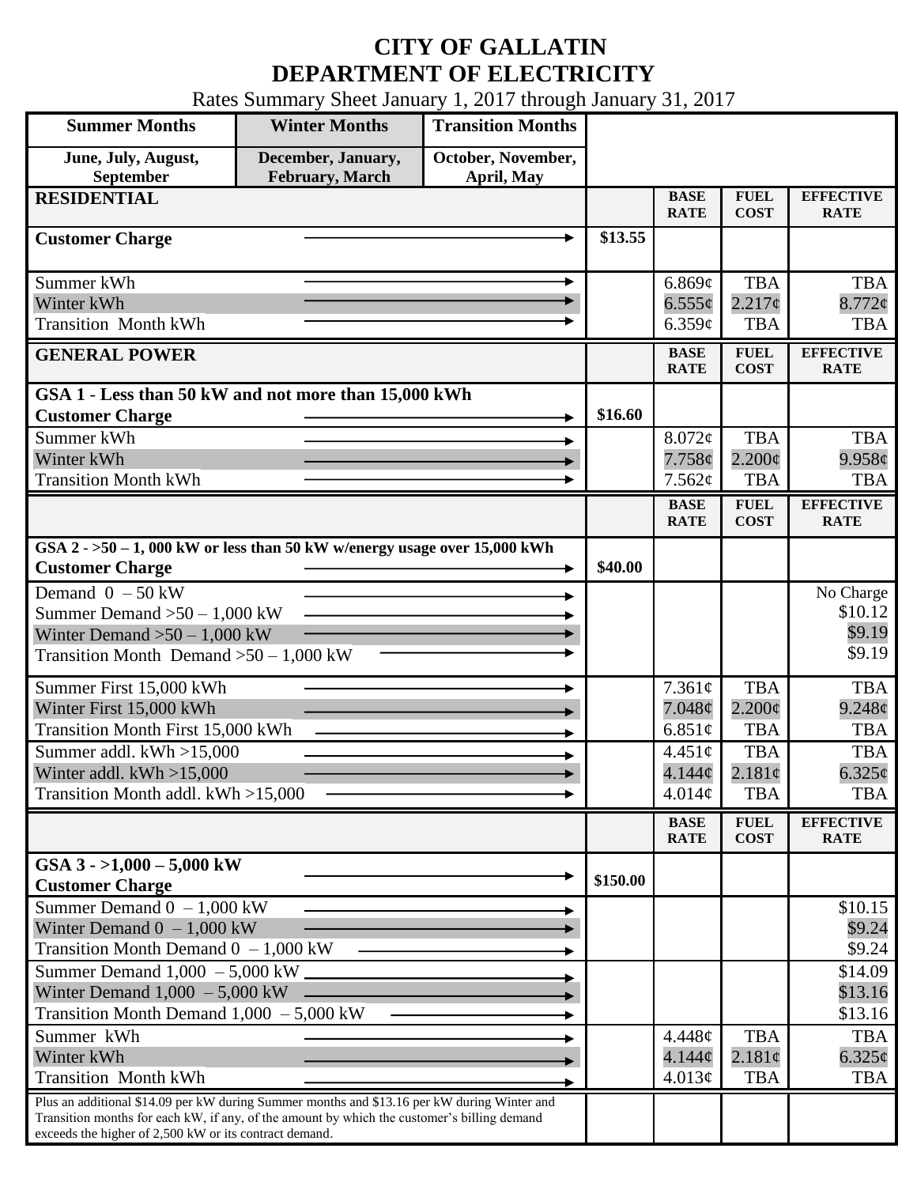# CITY OF GALLATIN
# DEPARTMENT OF ELECTRICITY

Rates Summary Sheet January 1, 2017 through January 31, 2017

| Summer Months | Winter Months | Transition Months |
|---|---|---|
| June, July, August, September | December, January, February, March | October, November, April, May |

| **RESIDENTIAL** | | **BASE RATE** | **FUEL COST** | **EFFECTIVE RATE** |
|---|---|---|---|---|
| **Customer Charge** | $13.55 | | | |
| Summer kWh | | 6.869¢ | TBA | TBA |
| Winter kWh | | 6.555¢ | 2.217¢ | 8.772¢ |
| Transition Month kWh | | 6.359¢ | TBA | TBA |

| **GENERAL POWER** | | **BASE RATE** | **FUEL COST** | **EFFECTIVE RATE** |
|---|---|---|---|---|
| **GSA 1 - Less than 50 kW and not more than 15,000 kWh** | | | | |
| **Customer Charge** | $16.60 | | | |
| Summer kWh | | 8.072¢ | TBA | TBA |
| Winter kWh | | 7.758¢ | 2.200¢ | 9.958¢ |
| Transition Month kWh | | 7.562¢ | TBA | TBA |

| | | **BASE RATE** | **FUEL COST** | **EFFECTIVE RATE** |
|---|---|---|---|---|
| **GSA 2 - >50 – 1, 000 kW or less than 50 kW w/energy usage over 15,000 kWh** | | | | |
| **Customer Charge** | $40.00 | | | |
| Demand 0 – 50 kW | | | | No Charge |
| Summer Demand >50 – 1,000 kW | | | | $10.12 |
| Winter Demand >50 – 1,000 kW | | | | $9.19 |
| Transition Month Demand >50 – 1,000 kW | | | | $9.19 |
| Summer First 15,000 kWh | | 7.361¢ | TBA | TBA |
| Winter First 15,000 kWh | | 7.048¢ | 2.200¢ | 9.248¢ |
| Transition Month First 15,000 kWh | | 6.851¢ | TBA | TBA |
| Summer addl. kWh >15,000 | | 4.451¢ | TBA | TBA |
| Winter addl. kWh >15,000 | | 4.144¢ | 2.181¢ | 6.325¢ |
| Transition Month addl. kWh >15,000 | | 4.014¢ | TBA | TBA |

| | | **BASE RATE** | **FUEL COST** | **EFFECTIVE RATE** |
|---|---|---|---|---|
| **GSA 3 - >1,000 – 5,000 kW** | | | | |
| **Customer Charge** | $150.00 | | | |
| Summer Demand 0 – 1,000 kW | | | | $10.15 |
| Winter Demand 0 – 1,000 kW | | | | $9.24 |
| Transition Month Demand 0 – 1,000 kW | | | | $9.24 |
| Summer Demand 1,000 – 5,000 kW | | | | $14.09 |
| Winter Demand 1,000 – 5,000 kW | | | | $13.16 |
| Transition Month Demand 1,000 – 5,000 kW | | | | $13.16 |
| Summer kWh | | 4.448¢ | TBA | TBA |
| Winter kWh | | 4.144¢ | 2.181¢ | 6.325¢ |
| Transition Month kWh | | 4.013¢ | TBA | TBA |
| Plus an additional $14.09 per kW during Summer months and $13.16 per kW during Winter and Transition months for each kW, if any, of the amount by which the customer's billing demand exceeds the higher of 2,500 kW or its contract demand. | | | | |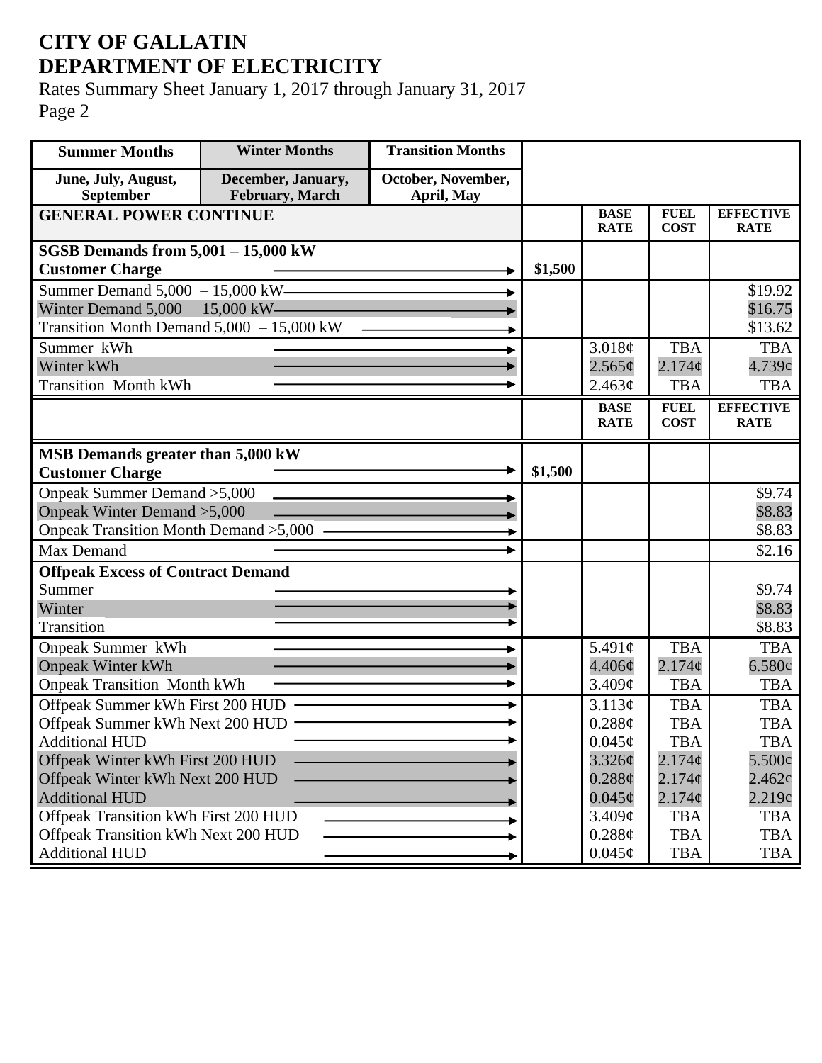# CITY OF GALLATIN
# DEPARTMENT OF ELECTRICITY

Rates Summary Sheet January 1, 2017 through January 31, 2017
Page 2

| **Summer Months** | **Winter Months** | **Transition Months** | | | | |
|---|---|---|---|---|---|---|
| **June, July, August, September** | **December, January, February, March** | **October, November, April, May** | | | | |
| **GENERAL POWER CONTINUE** | | | | **BASE RATE** | **FUEL COST** | **EFFECTIVE RATE** |
| **SGSB Demands from 5,001 – 15,000 kW** | | | | | | |
| **Customer Charge** | | | **$1,500** | | | |
| Summer Demand 5,000 – 15,000 kW | | | | | | $19.92 |
| Winter Demand 5,000 – 15,000 kW | | | | | | $16.75 |
| Transition Month Demand 5,000 – 15,000 kW | | | | | | $13.62 |
| Summer kWh | | | | 3.018¢ | TBA | TBA |
| Winter kWh | | | | 2.565¢ | 2.174¢ | 4.739¢ |
| Transition Month kWh | | | | 2.463¢ | TBA | TBA |
| | | | | **BASE RATE** | **FUEL COST** | **EFFECTIVE RATE** |
| **MSB Demands greater than 5,000 kW** | | | | | | |
| **Customer Charge** | | | **$1,500** | | | |
| Onpeak Summer Demand >5,000 | | | | | | $9.74 |
| Onpeak Winter Demand >5,000 | | | | | | $8.83 |
| Onpeak Transition Month Demand >5,000 | | | | | | $8.83 |
| Max Demand | | | | | | $2.16 |
| **Offpeak Excess of Contract Demand** | | | | | | |
| Summer | | | | | | $9.74 |
| Winter | | | | | | $8.83 |
| Transition | | | | | | $8.83 |
| Onpeak Summer kWh | | | | 5.491¢ | TBA | TBA |
| Onpeak Winter kWh | | | | 4.406¢ | 2.174¢ | 6.580¢ |
| Onpeak Transition Month kWh | | | | 3.409¢ | TBA | TBA |
| Offpeak Summer kWh First 200 HUD | | | | 3.113¢ | TBA | TBA |
| Offpeak Summer kWh Next 200 HUD | | | | 0.288¢ | TBA | TBA |
| Additional HUD | | | | 0.045¢ | TBA | TBA |
| Offpeak Winter kWh First 200 HUD | | | | 3.326¢ | 2.174¢ | 5.500¢ |
| Offpeak Winter kWh Next 200 HUD | | | | 0.288¢ | 2.174¢ | 2.462¢ |
| Additional HUD | | | | 0.045¢ | 2.174¢ | 2.219¢ |
| Offpeak Transition kWh First 200 HUD | | | | 3.409¢ | TBA | TBA |
| Offpeak Transition kWh Next 200 HUD | | | | 0.288¢ | TBA | TBA |
| Additional HUD | | | | 0.045¢ | TBA | TBA |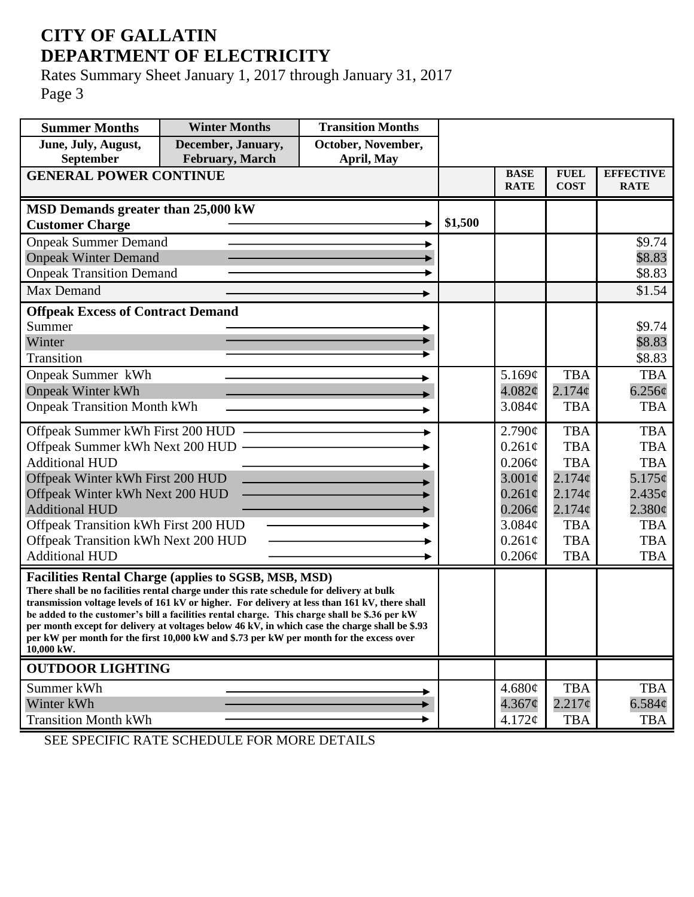# CITY OF GALLATIN
# DEPARTMENT OF ELECTRICITY

Rates Summary Sheet January 1, 2017 through January 31, 2017
Page 3

| Summer Months | Winter Months | Transition Months | | | | |
|---|---|---|---|---|---|---|
| June, July, August, September | December, January, February, March | October, November, April, May | | | | |
| **GENERAL POWER CONTINUE** | | | | **BASE RATE** | **FUEL COST** | **EFFECTIVE RATE** |
| **MSD Demands greater than 25,000 kW** | | | | | | |
| **Customer Charge** | | | $1,500 | | | |
| Onpeak Summer Demand | | | | | | $9.74 |
| Onpeak Winter Demand | | | | | | $8.83 |
| Onpeak Transition Demand | | | | | | $8.83 |
| Max Demand | | | | | | $1.54 |
| **Offpeak Excess of Contract Demand** | | | | | | |
| Summer | | | | | | $9.74 |
| Winter | | | | | | $8.83 |
| Transition | | | | | | $8.83 |
| Onpeak Summer kWh | | | | 5.169¢ | TBA | TBA |
| Onpeak Winter kWh | | | | 4.082¢ | 2.174¢ | 6.256¢ |
| Onpeak Transition Month kWh | | | | 3.084¢ | TBA | TBA |
| Offpeak Summer kWh First 200 HUD | | | | 2.790¢ | TBA | TBA |
| Offpeak Summer kWh Next 200 HUD | | | | 0.261¢ | TBA | TBA |
| Additional HUD | | | | 0.206¢ | TBA | TBA |
| Offpeak Winter kWh First 200 HUD | | | | 3.001¢ | 2.174¢ | 5.175¢ |
| Offpeak Winter kWh Next 200 HUD | | | | 0.261¢ | 2.174¢ | 2.435¢ |
| Additional HUD | | | | 0.206¢ | 2.174¢ | 2.380¢ |
| Offpeak Transition kWh First 200 HUD | | | | 3.084¢ | TBA | TBA |
| Offpeak Transition kWh Next 200 HUD | | | | 0.261¢ | TBA | TBA |
| Additional HUD | | | | 0.206¢ | TBA | TBA |
| **Facilities Rental Charge (applies to SGSB, MSB, MSD)** There shall be no facilities rental charge under this rate schedule for delivery at bulk transmission voltage levels of 161 kV or higher. For delivery at less than 161 kV, there shall be added to the customer's bill a facilities rental charge. This charge shall be $.36 per kW per month except for delivery at voltages below 46 kV, in which case the charge shall be $.93 per kW per month for the first 10,000 kW and $.73 per kW per month for the excess over 10,000 kW. | | | | | | |
| **OUTDOOR LIGHTING** | | | | | | |
| Summer kWh | | | | 4.680¢ | TBA | TBA |
| Winter kWh | | | | 4.367¢ | 2.217¢ | 6.584¢ |
| Transition Month kWh | | | | 4.172¢ | TBA | TBA |

SEE SPECIFIC RATE SCHEDULE FOR MORE DETAILS